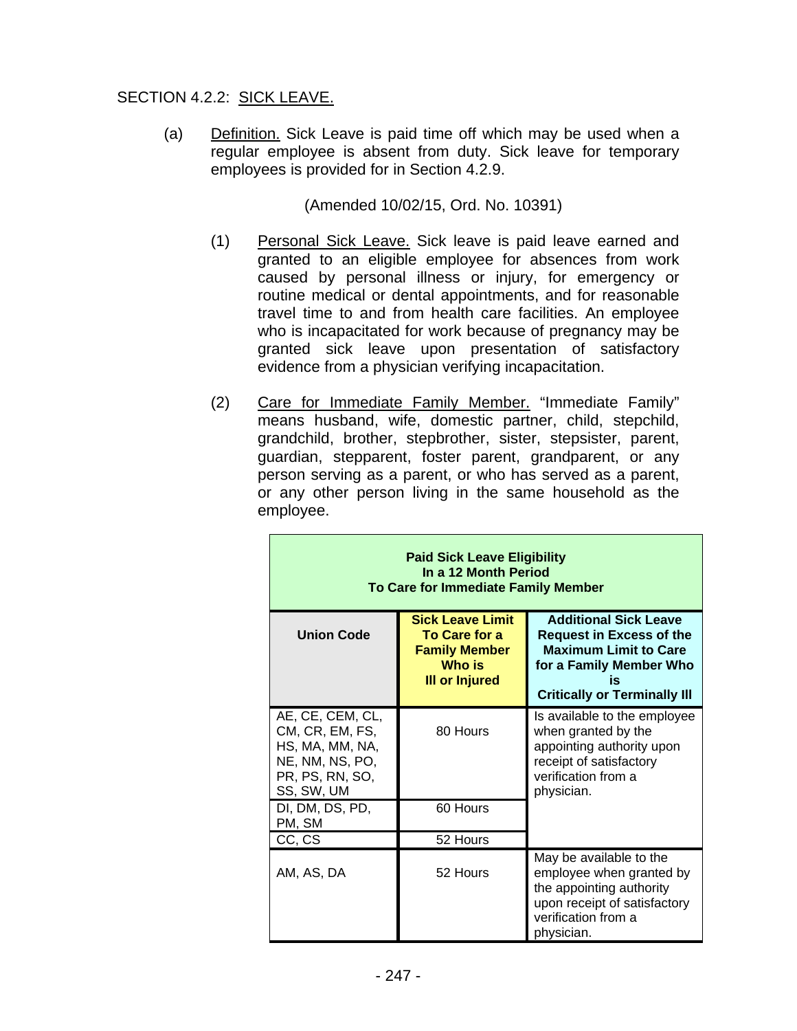SECTION 4.2.2: SICK LEAVE.

(a) Definition. Sick Leave is paid time off which may be used when a regular employee is absent from duty. Sick leave for temporary employees is provided for in Section 4.2.9.

(Amended 10/02/15, Ord. No. 10391)

(1) Personal Sick Leave. Sick leave is paid leave earned and granted to an eligible employee for absences from work caused by personal illness or injury, for emergency or routine medical or dental appointments, and for reasonable travel time to and from health care facilities. An employee who is incapacitated for work because of pregnancy may be granted sick leave upon presentation of satisfactory evidence from a physician verifying incapacitation.

(2) Care for Immediate Family Member. "Immediate Family" means husband, wife, domestic partner, child, stepchild, grandchild, brother, stepbrother, sister, stepsister, parent, guardian, stepparent, foster parent, grandparent, or any person serving as a parent, or who has served as a parent, or any other person living in the same household as the employee.

**Paid Sick Leave Eligibility In a 12 Month Period To Care for Immediate Family Member**

| Union Code | Sick Leave Limit To Care for a Family Member Who is Ill or Injured | Additional Sick Leave Request in Excess of the Maximum Limit to Care for a Family Member Who is Critically or Terminally Ill |
|---|---|---|
| AE, CE, CEM, CL, CM, CR, EM, FS, HS, MA, MM, NA, NE, NM, NS, PO, PR, PS, RN, SO, SS, SW, UM | 80 Hours | Is available to the employee when granted by the appointing authority upon receipt of satisfactory verification from a physician. |
| DI, DM, DS, PD, PM, SM | 60 Hours | |
| CC, CS | 52 Hours | |
| AM, AS, DA | 52 Hours | May be available to the employee when granted by the appointing authority upon receipt of satisfactory verification from a physician. |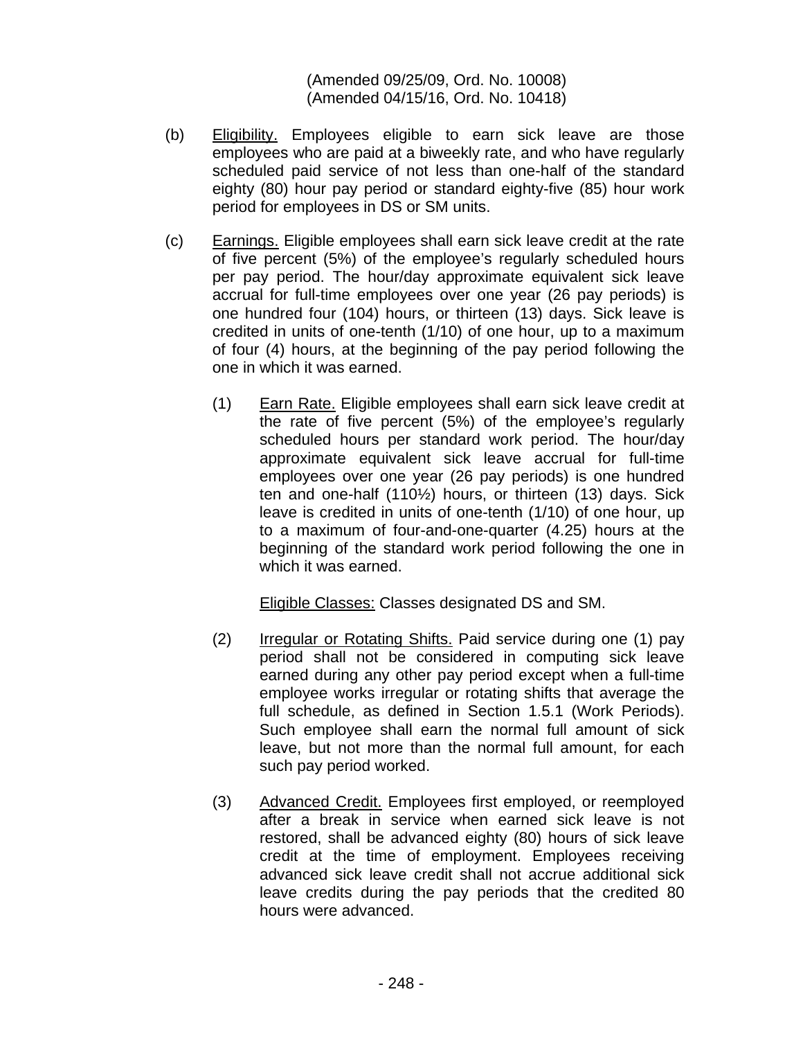(Amended 09/25/09, Ord. No. 10008)
(Amended 04/15/16, Ord. No. 10418)

(b) Eligibility. Employees eligible to earn sick leave are those employees who are paid at a biweekly rate, and who have regularly scheduled paid service of not less than one-half of the standard eighty (80) hour pay period or standard eighty-five (85) hour work period for employees in DS or SM units.

(c) Earnings. Eligible employees shall earn sick leave credit at the rate of five percent (5%) of the employee's regularly scheduled hours per pay period. The hour/day approximate equivalent sick leave accrual for full-time employees over one year (26 pay periods) is one hundred four (104) hours, or thirteen (13) days. Sick leave is credited in units of one-tenth (1/10) of one hour, up to a maximum of four (4) hours, at the beginning of the pay period following the one in which it was earned.

(1) Earn Rate. Eligible employees shall earn sick leave credit at the rate of five percent (5%) of the employee's regularly scheduled hours per standard work period. The hour/day approximate equivalent sick leave accrual for full-time employees over one year (26 pay periods) is one hundred ten and one-half (110½) hours, or thirteen (13) days. Sick leave is credited in units of one-tenth (1/10) of one hour, up to a maximum of four-and-one-quarter (4.25) hours at the beginning of the standard work period following the one in which it was earned.

Eligible Classes: Classes designated DS and SM.

(2) Irregular or Rotating Shifts. Paid service during one (1) pay period shall not be considered in computing sick leave earned during any other pay period except when a full-time employee works irregular or rotating shifts that average the full schedule, as defined in Section 1.5.1 (Work Periods). Such employee shall earn the normal full amount of sick leave, but not more than the normal full amount, for each such pay period worked.

(3) Advanced Credit. Employees first employed, or reemployed after a break in service when earned sick leave is not restored, shall be advanced eighty (80) hours of sick leave credit at the time of employment. Employees receiving advanced sick leave credit shall not accrue additional sick leave credits during the pay periods that the credited 80 hours were advanced.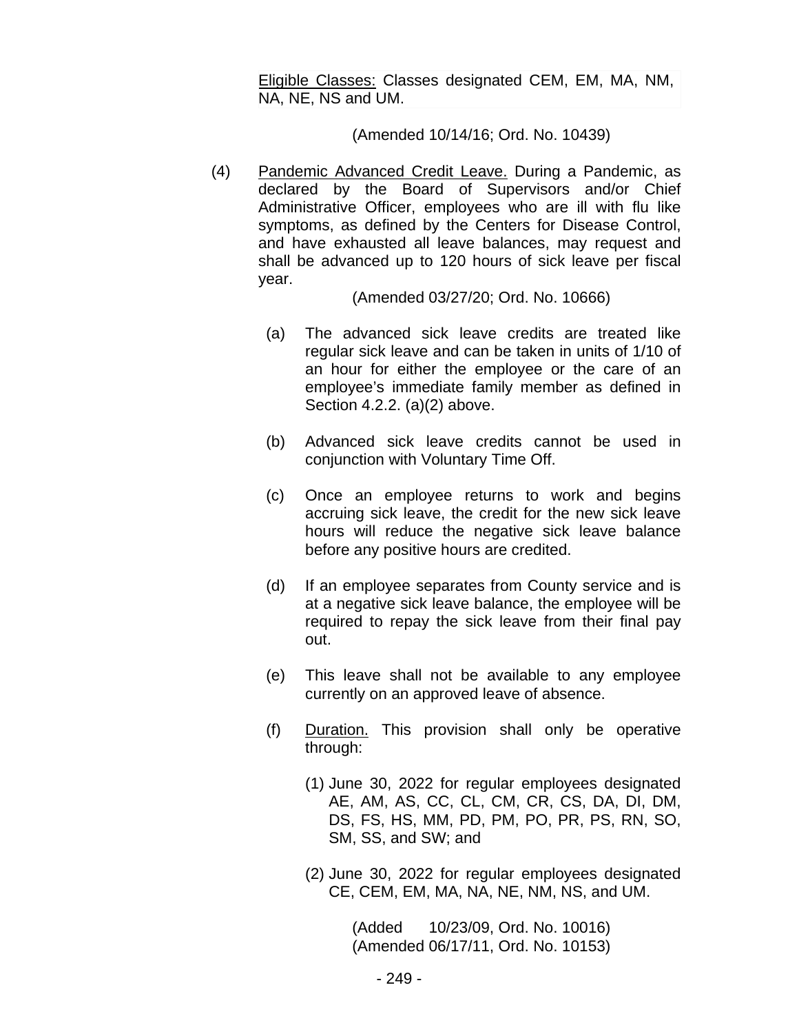Eligible Classes: Classes designated CEM, EM, MA, NM, NA, NE, NS and UM.

(Amended 10/14/16; Ord. No. 10439)

(4) Pandemic Advanced Credit Leave. During a Pandemic, as declared by the Board of Supervisors and/or Chief Administrative Officer, employees who are ill with flu like symptoms, as defined by the Centers for Disease Control, and have exhausted all leave balances, may request and shall be advanced up to 120 hours of sick leave per fiscal year.

(Amended 03/27/20; Ord. No. 10666)

(a) The advanced sick leave credits are treated like regular sick leave and can be taken in units of 1/10 of an hour for either the employee or the care of an employee's immediate family member as defined in Section 4.2.2. (a)(2) above.

(b) Advanced sick leave credits cannot be used in conjunction with Voluntary Time Off.

(c) Once an employee returns to work and begins accruing sick leave, the credit for the new sick leave hours will reduce the negative sick leave balance before any positive hours are credited.

(d) If an employee separates from County service and is at a negative sick leave balance, the employee will be required to repay the sick leave from their final pay out.

(e) This leave shall not be available to any employee currently on an approved leave of absence.

(f) Duration. This provision shall only be operative through:

(1) June 30, 2022 for regular employees designated AE, AM, AS, CC, CL, CM, CR, CS, DA, DI, DM, DS, FS, HS, MM, PD, PM, PO, PR, PS, RN, SO, SM, SS, and SW; and

(2) June 30, 2022 for regular employees designated CE, CEM, EM, MA, NA, NE, NM, NS, and UM.

(Added 10/23/09, Ord. No. 10016)
(Amended 06/17/11, Ord. No. 10153)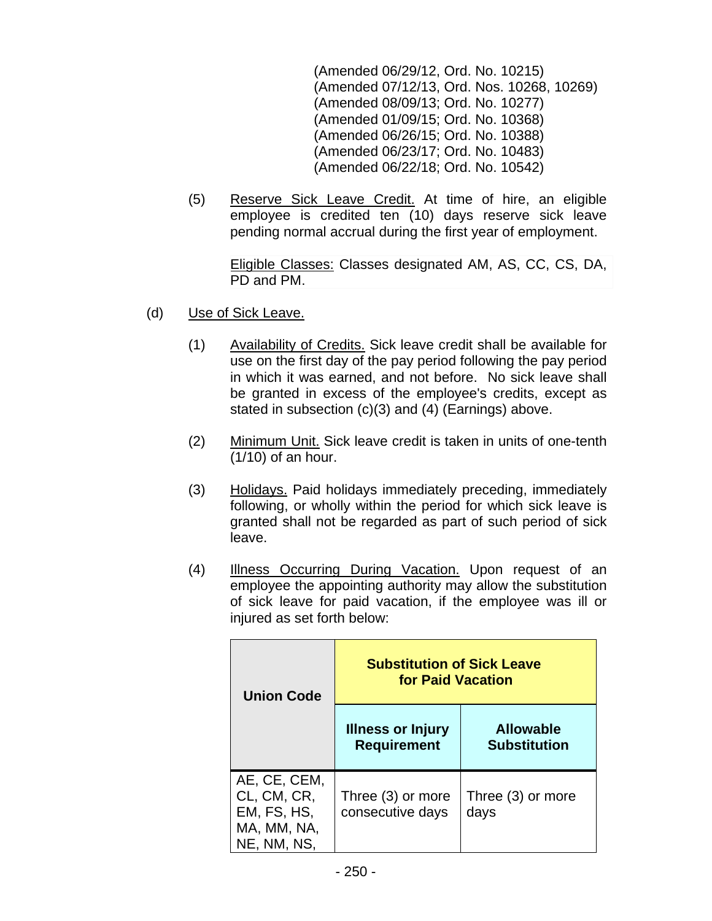(Amended 06/29/12, Ord. No. 10215)
(Amended 07/12/13, Ord. Nos. 10268, 10269)
(Amended 08/09/13; Ord. No. 10277)
(Amended 01/09/15; Ord. No. 10368)
(Amended 06/26/15; Ord. No. 10388)
(Amended 06/23/17; Ord. No. 10483)
(Amended 06/22/18; Ord. No. 10542)

(5) Reserve Sick Leave Credit. At time of hire, an eligible employee is credited ten (10) days reserve sick leave pending normal accrual during the first year of employment.

Eligible Classes: Classes designated AM, AS, CC, CS, DA, PD and PM.

(d) Use of Sick Leave.

(1) Availability of Credits. Sick leave credit shall be available for use on the first day of the pay period following the pay period in which it was earned, and not before. No sick leave shall be granted in excess of the employee's credits, except as stated in subsection (c)(3) and (4) (Earnings) above.

(2) Minimum Unit. Sick leave credit is taken in units of one-tenth (1/10) of an hour.

(3) Holidays. Paid holidays immediately preceding, immediately following, or wholly within the period for which sick leave is granted shall not be regarded as part of such period of sick leave.

(4) Illness Occurring During Vacation. Upon request of an employee the appointing authority may allow the substitution of sick leave for paid vacation, if the employee was ill or injured as set forth below:

| Union Code | Substitution of Sick Leave for Paid Vacation | |
|---|---|---|
| | **Illness or Injury Requirement** | **Allowable Substitution** |
| AE, CE, CEM, CL, CM, CR, EM, FS, HS, MA, MM, NA, NE, NM, NS, | Three (3) or more consecutive days | Three (3) or more days |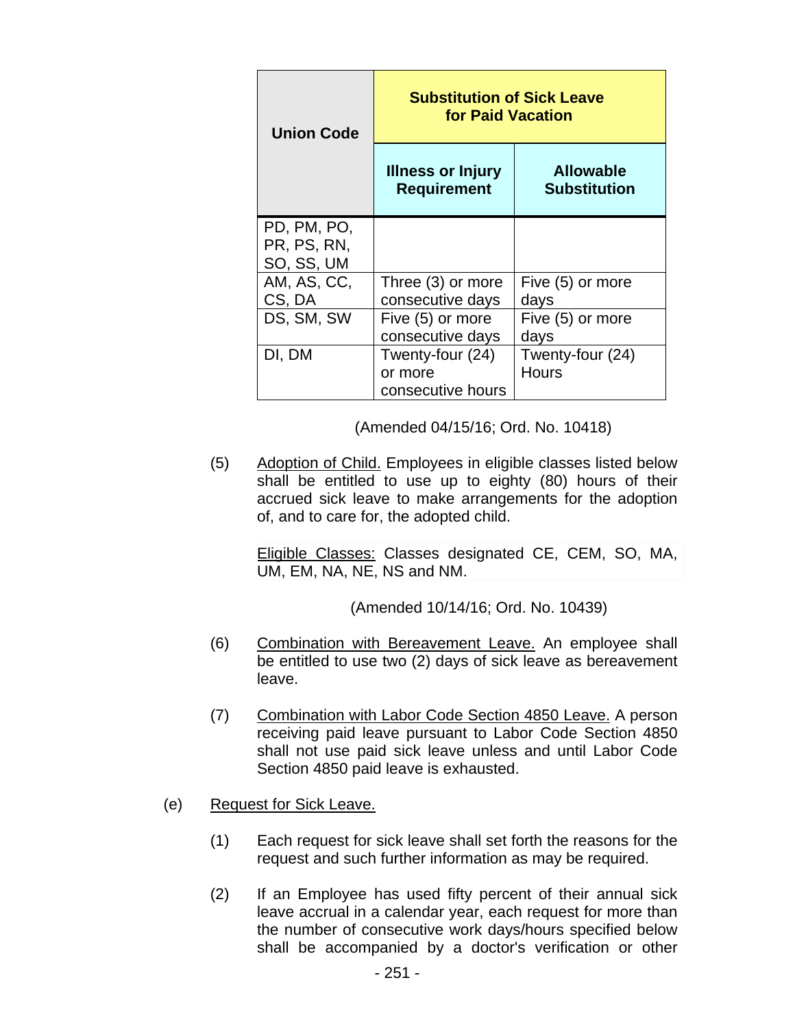| Union Code | Substitution of Sick Leave for Paid Vacation | |
|---|---|---|
| | Illness or Injury Requirement | Allowable Substitution |
| PD, PM, PO, PR, PS, RN, SO, SS, UM | | |
| AM, AS, CC, CS, DA | Three (3) or more consecutive days | Five (5) or more days |
| DS, SM, SW | Five (5) or more consecutive days | Five (5) or more days |
| DI, DM | Twenty-four (24) or more consecutive hours | Twenty-four (24) Hours |

(Amended 04/15/16; Ord. No. 10418)

(5) Adoption of Child. Employees in eligible classes listed below shall be entitled to use up to eighty (80) hours of their accrued sick leave to make arrangements for the adoption of, and to care for, the adopted child.

Eligible Classes: Classes designated CE, CEM, SO, MA, UM, EM, NA, NE, NS and NM.

(Amended 10/14/16; Ord. No. 10439)

(6) Combination with Bereavement Leave. An employee shall be entitled to use two (2) days of sick leave as bereavement leave.

(7) Combination with Labor Code Section 4850 Leave. A person receiving paid leave pursuant to Labor Code Section 4850 shall not use paid sick leave unless and until Labor Code Section 4850 paid leave is exhausted.

(e) Request for Sick Leave.

(1) Each request for sick leave shall set forth the reasons for the request and such further information as may be required.

(2) If an Employee has used fifty percent of their annual sick leave accrual in a calendar year, each request for more than the number of consecutive work days/hours specified below shall be accompanied by a doctor's verification or other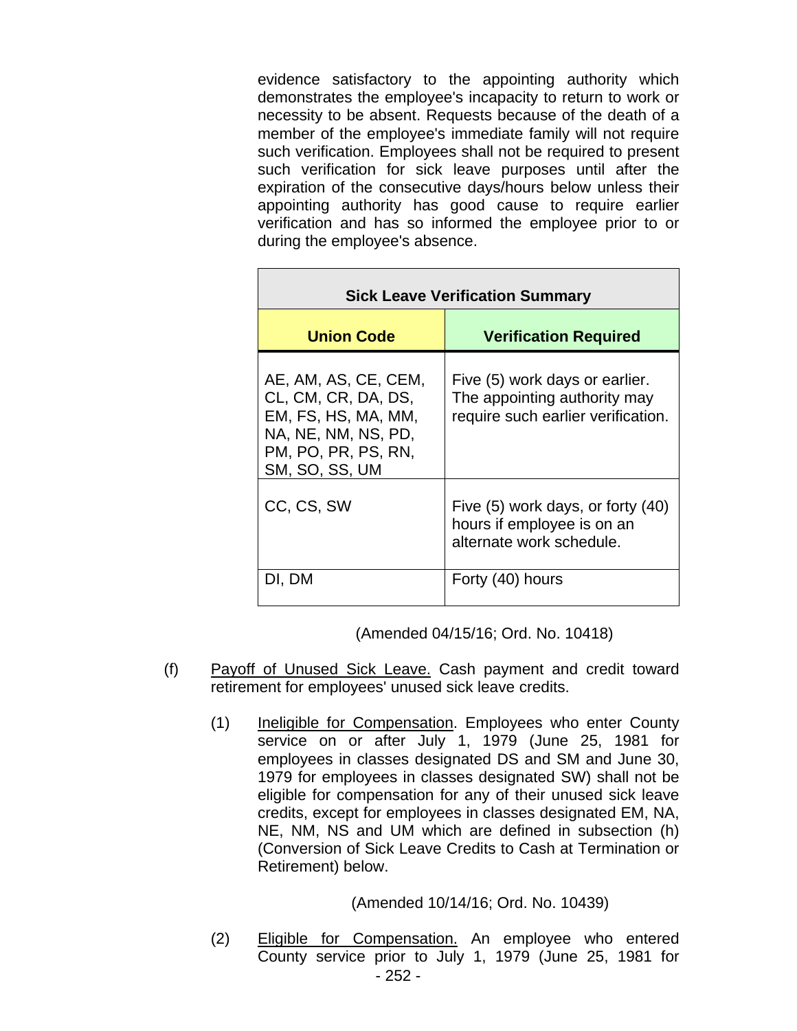evidence satisfactory to the appointing authority which demonstrates the employee's incapacity to return to work or necessity to be absent. Requests because of the death of a member of the employee's immediate family will not require such verification. Employees shall not be required to present such verification for sick leave purposes until after the expiration of the consecutive days/hours below unless their appointing authority has good cause to require earlier verification and has so informed the employee prior to or during the employee's absence.

| **Sick Leave Verification Summary** | |
|---|---|
| **Union Code** | **Verification Required** |
| AE, AM, AS, CE, CEM, CL, CM, CR, DA, DS, EM, FS, HS, MA, MM, NA, NE, NM, NS, PD, PM, PO, PR, PS, RN, SM, SO, SS, UM | Five (5) work days or earlier. The appointing authority may require such earlier verification. |
| CC, CS, SW | Five (5) work days, or forty (40) hours if employee is on an alternate work schedule. |
| DI, DM | Forty (40) hours |

(Amended 04/15/16; Ord. No. 10418)

(f) Payoff of Unused Sick Leave. Cash payment and credit toward retirement for employees' unused sick leave credits.

(1) Ineligible for Compensation. Employees who enter County service on or after July 1, 1979 (June 25, 1981 for employees in classes designated DS and SM and June 30, 1979 for employees in classes designated SW) shall not be eligible for compensation for any of their unused sick leave credits, except for employees in classes designated EM, NA, NE, NM, NS and UM which are defined in subsection (h) (Conversion of Sick Leave Credits to Cash at Termination or Retirement) below.

(Amended 10/14/16; Ord. No. 10439)

(2) Eligible for Compensation. An employee who entered County service prior to July 1, 1979 (June 25, 1981 for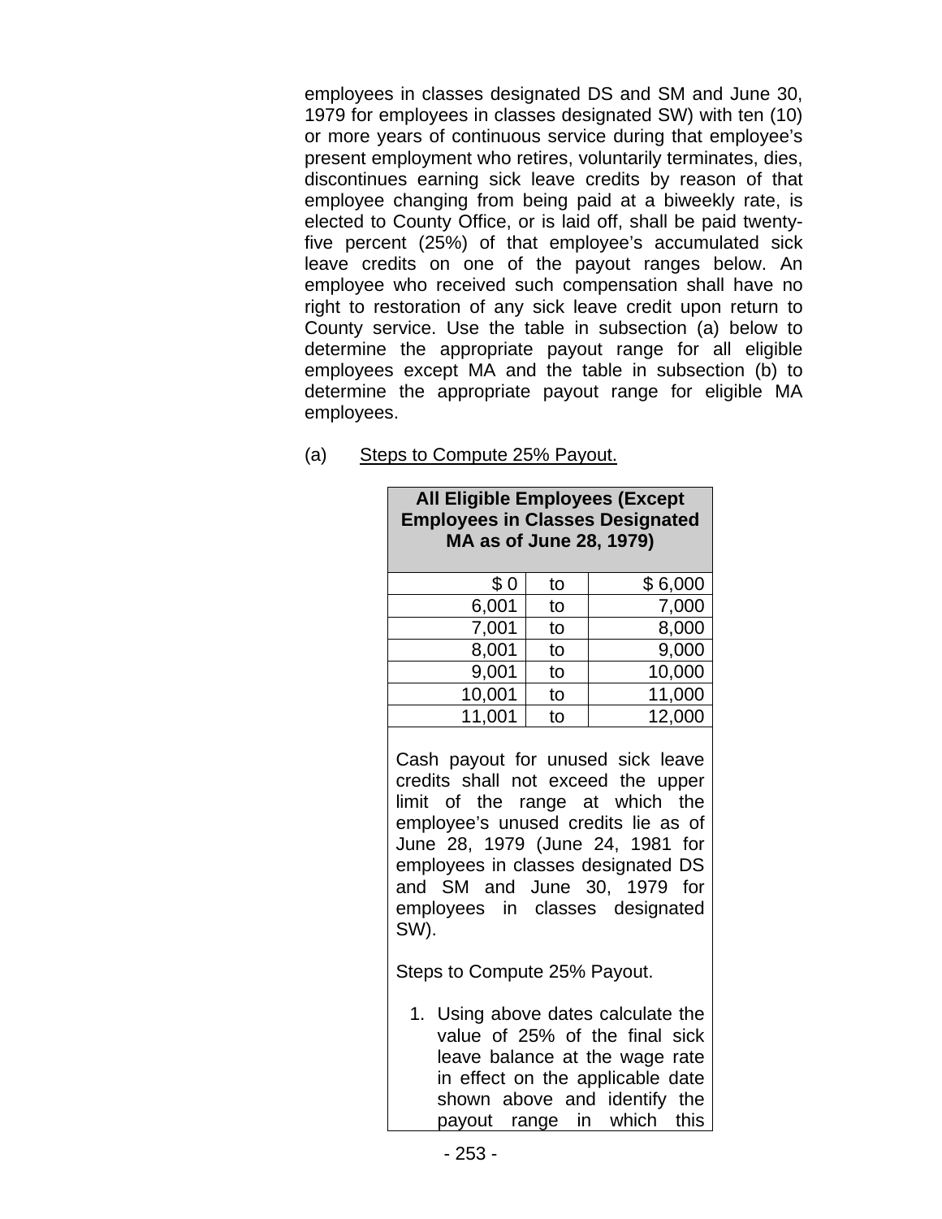employees in classes designated DS and SM and June 30, 1979 for employees in classes designated SW) with ten (10) or more years of continuous service during that employee's present employment who retires, voluntarily terminates, dies, discontinues earning sick leave credits by reason of that employee changing from being paid at a biweekly rate, is elected to County Office, or is laid off, shall be paid twenty-five percent (25%) of that employee's accumulated sick leave credits on one of the payout ranges below. An employee who received such compensation shall have no right to restoration of any sick leave credit upon return to County service. Use the table in subsection (a) below to determine the appropriate payout range for all eligible employees except MA and the table in subsection (b) to determine the appropriate payout range for eligible MA employees.

(a) Steps to Compute 25% Payout.

| **All Eligible Employees (Except Employees in Classes Designated MA as of June 28, 1979)** | | |
|---|---|---|
| $ 0 | to | $ 6,000 |
| 6,001 | to | 7,000 |
| 7,001 | to | 8,000 |
| 8,001 | to | 9,000 |
| 9,001 | to | 10,000 |
| 10,001 | to | 11,000 |
| 11,001 | to | 12,000 |

Cash payout for unused sick leave credits shall not exceed the upper limit of the range at which the employee's unused credits lie as of June 28, 1979 (June 24, 1981 for employees in classes designated DS and SM and June 30, 1979 for employees in classes designated SW).

Steps to Compute 25% Payout.

1. Using above dates calculate the value of 25% of the final sick leave balance at the wage rate in effect on the applicable date shown above and identify the payout range in which this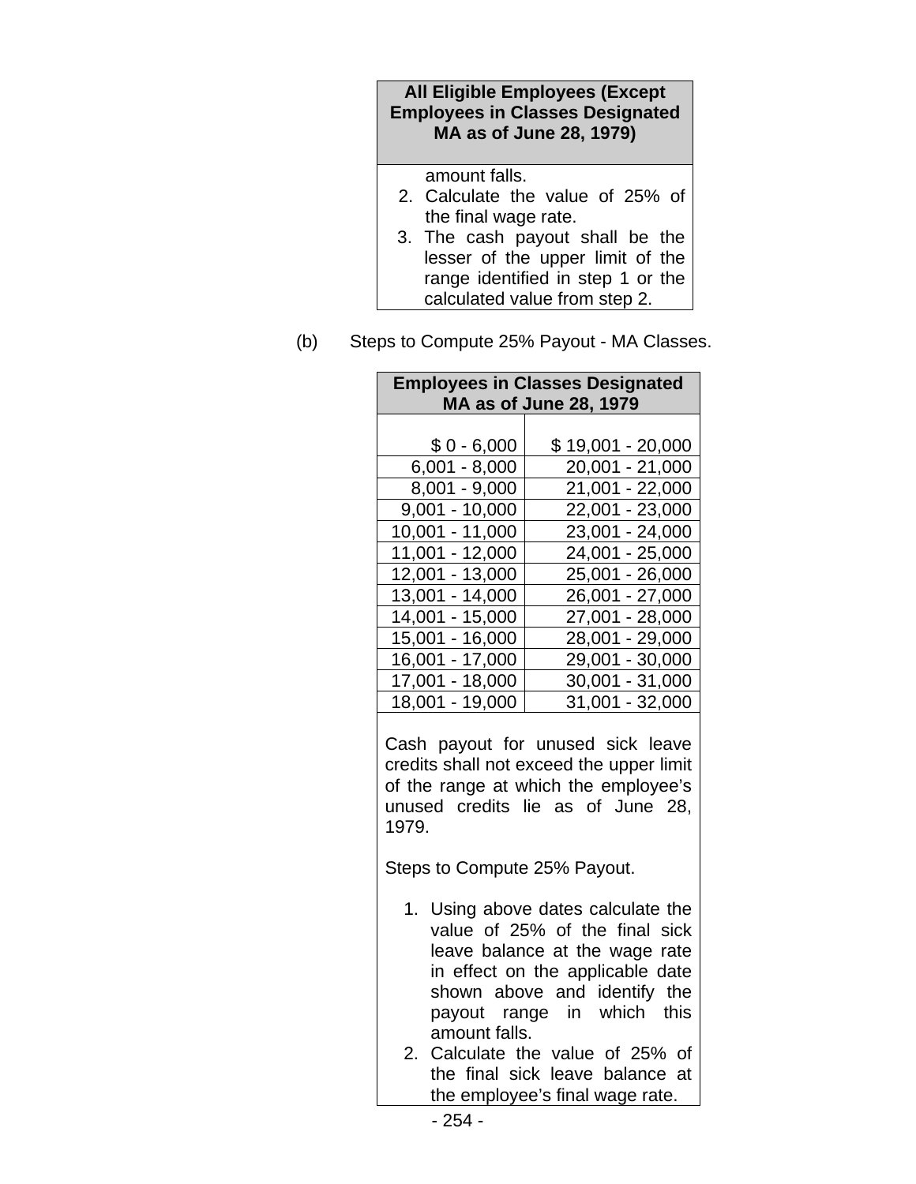| All Eligible Employees (Except Employees in Classes Designated MA as of June 28, 1979) |
|---|
| amount falls.<br>2. Calculate the value of 25% of the final wage rate.<br>3. The cash payout shall be the lesser of the upper limit of the range identified in step 1 or the calculated value from step 2. |

(b) Steps to Compute 25% Payout - MA Classes.

| Employees in Classes Designated MA as of June 28, 1979 | |
|---|---|
| $ 0 - 6,000 | $ 19,001 - 20,000 |
| 6,001 - 8,000 | 20,001 - 21,000 |
| 8,001 - 9,000 | 21,001 - 22,000 |
| 9,001 - 10,000 | 22,001 - 23,000 |
| 10,001 - 11,000 | 23,001 - 24,000 |
| 11,001 - 12,000 | 24,001 - 25,000 |
| 12,001 - 13,000 | 25,001 - 26,000 |
| 13,001 - 14,000 | 26,001 - 27,000 |
| 14,001 - 15,000 | 27,001 - 28,000 |
| 15,001 - 16,000 | 28,001 - 29,000 |
| 16,001 - 17,000 | 29,001 - 30,000 |
| 17,001 - 18,000 | 30,001 - 31,000 |
| 18,001 - 19,000 | 31,001 - 32,000 |
| Cash payout for unused sick leave credits shall not exceed the upper limit of the range at which the employee's unused credits lie as of June 28, 1979.<br><br>Steps to Compute 25% Payout.<br><br>1. Using above dates calculate the value of 25% of the final sick leave balance at the wage rate in effect on the applicable date shown above and identify the payout range in which this amount falls.<br>2. Calculate the value of 25% of the final sick leave balance at the employee's final wage rate. | |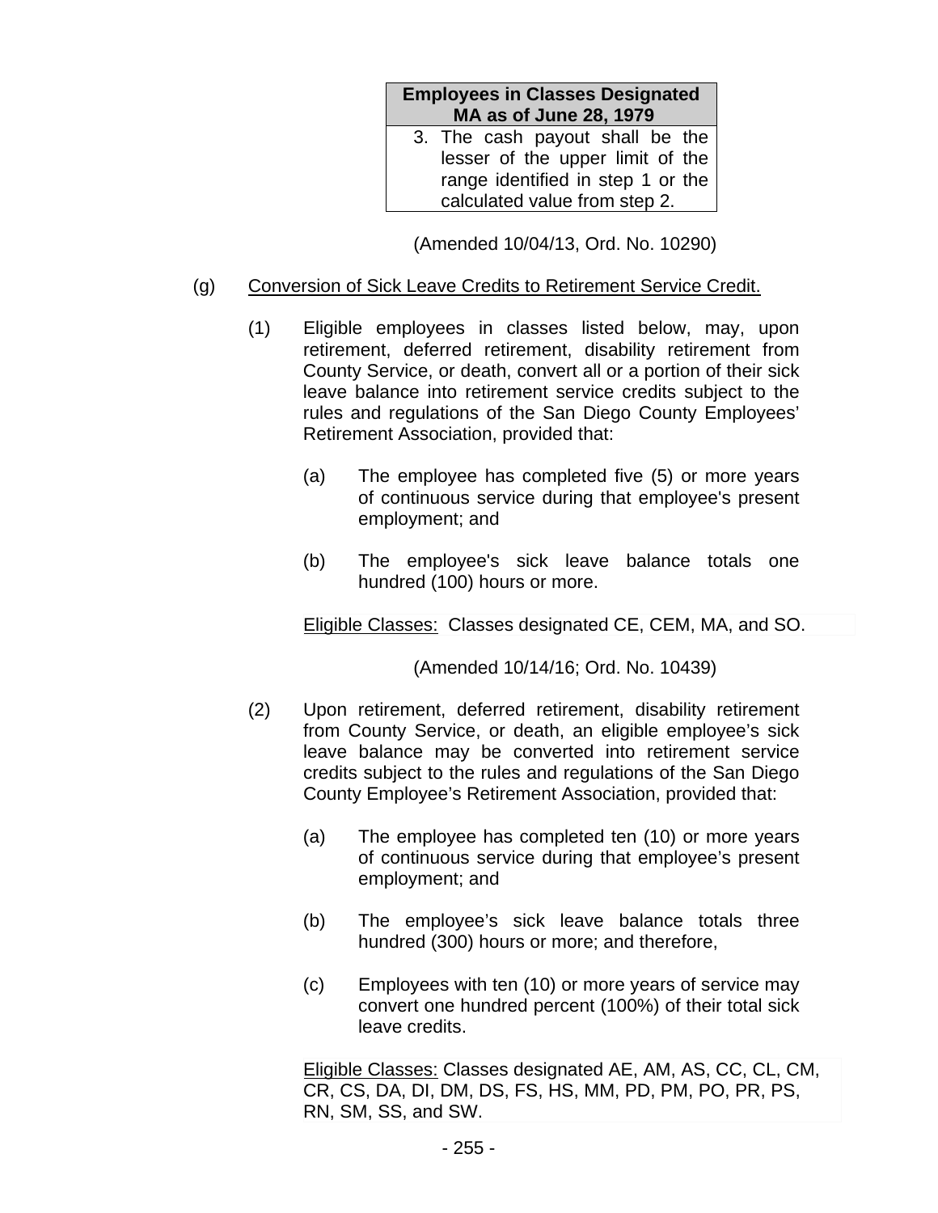| Employees in Classes Designated MA as of June 28, 1979 |
|---|
| 3. The cash payout shall be the lesser of the upper limit of the range identified in step 1 or the calculated value from step 2. |

(Amended 10/04/13, Ord. No. 10290)

(g) Conversion of Sick Leave Credits to Retirement Service Credit.

(1) Eligible employees in classes listed below, may, upon retirement, deferred retirement, disability retirement from County Service, or death, convert all or a portion of their sick leave balance into retirement service credits subject to the rules and regulations of the San Diego County Employees' Retirement Association, provided that:

(a) The employee has completed five (5) or more years of continuous service during that employee's present employment; and

(b) The employee's sick leave balance totals one hundred (100) hours or more.

Eligible Classes: Classes designated CE, CEM, MA, and SO.

(Amended 10/14/16; Ord. No. 10439)

(2) Upon retirement, deferred retirement, disability retirement from County Service, or death, an eligible employee's sick leave balance may be converted into retirement service credits subject to the rules and regulations of the San Diego County Employee's Retirement Association, provided that:

(a) The employee has completed ten (10) or more years of continuous service during that employee's present employment; and

(b) The employee's sick leave balance totals three hundred (300) hours or more; and therefore,

(c) Employees with ten (10) or more years of service may convert one hundred percent (100%) of their total sick leave credits.

Eligible Classes: Classes designated AE, AM, AS, CC, CL, CM, CR, CS, DA, DI, DM, DS, FS, HS, MM, PD, PM, PO, PR, PS, RN, SM, SS, and SW.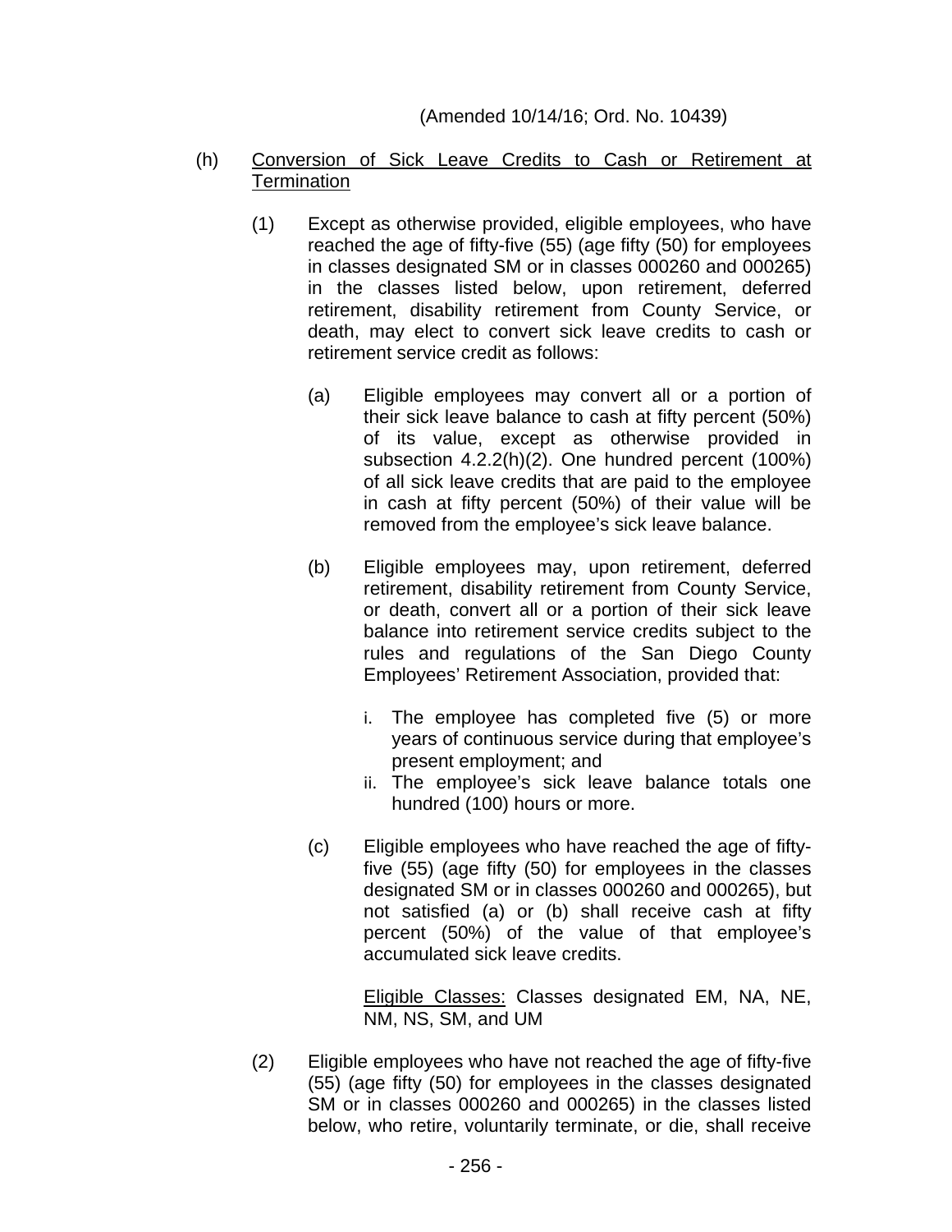(Amended 10/14/16; Ord. No. 10439)

(h) Conversion of Sick Leave Credits to Cash or Retirement at Termination

(1) Except as otherwise provided, eligible employees, who have reached the age of fifty-five (55) (age fifty (50) for employees in classes designated SM or in classes 000260 and 000265) in the classes listed below, upon retirement, deferred retirement, disability retirement from County Service, or death, may elect to convert sick leave credits to cash or retirement service credit as follows:

(a) Eligible employees may convert all or a portion of their sick leave balance to cash at fifty percent (50%) of its value, except as otherwise provided in subsection 4.2.2(h)(2). One hundred percent (100%) of all sick leave credits that are paid to the employee in cash at fifty percent (50%) of their value will be removed from the employee's sick leave balance.

(b) Eligible employees may, upon retirement, deferred retirement, disability retirement from County Service, or death, convert all or a portion of their sick leave balance into retirement service credits subject to the rules and regulations of the San Diego County Employees' Retirement Association, provided that:

i. The employee has completed five (5) or more years of continuous service during that employee's present employment; and
ii. The employee's sick leave balance totals one hundred (100) hours or more.

(c) Eligible employees who have reached the age of fifty-five (55) (age fifty (50) for employees in the classes designated SM or in classes 000260 and 000265), but not satisfied (a) or (b) shall receive cash at fifty percent (50%) of the value of that employee's accumulated sick leave credits.

Eligible Classes: Classes designated EM, NA, NE, NM, NS, SM, and UM

(2) Eligible employees who have not reached the age of fifty-five (55) (age fifty (50) for employees in the classes designated SM or in classes 000260 and 000265) in the classes listed below, who retire, voluntarily terminate, or die, shall receive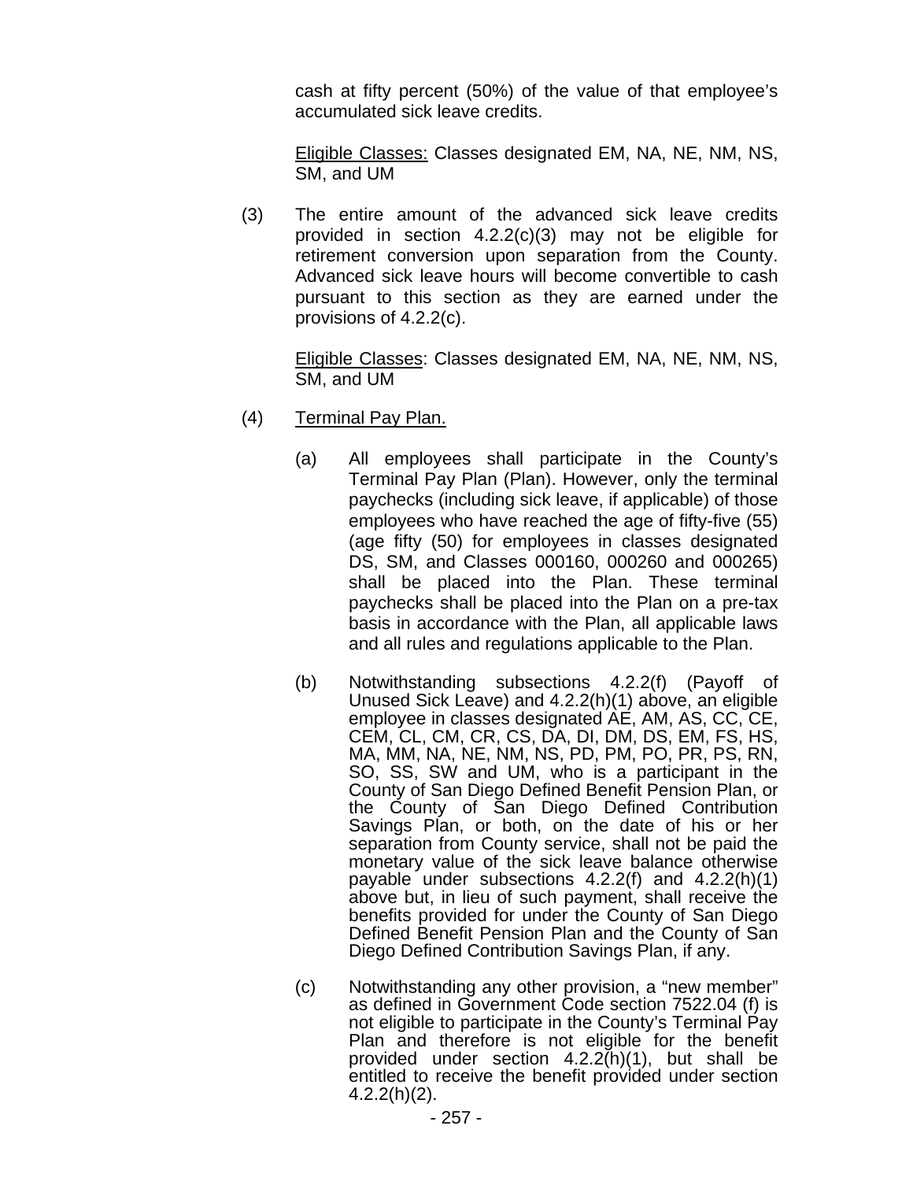cash at fifty percent (50%) of the value of that employee's accumulated sick leave credits.

<u>Eligible Classes:</u> Classes designated EM, NA, NE, NM, NS, SM, and UM

(3) The entire amount of the advanced sick leave credits provided in section 4.2.2(c)(3) may not be eligible for retirement conversion upon separation from the County. Advanced sick leave hours will become convertible to cash pursuant to this section as they are earned under the provisions of 4.2.2(c).

<u>Eligible Classes</u>: Classes designated EM, NA, NE, NM, NS, SM, and UM

(4) <u>Terminal Pay Plan.</u>

(a) All employees shall participate in the County's Terminal Pay Plan (Plan). However, only the terminal paychecks (including sick leave, if applicable) of those employees who have reached the age of fifty-five (55) (age fifty (50) for employees in classes designated DS, SM, and Classes 000160, 000260 and 000265) shall be placed into the Plan. These terminal paychecks shall be placed into the Plan on a pre-tax basis in accordance with the Plan, all applicable laws and all rules and regulations applicable to the Plan.

(b) Notwithstanding subsections 4.2.2(f) (Payoff of Unused Sick Leave) and 4.2.2(h)(1) above, an eligible employee in classes designated AE, AM, AS, CC, CE, CEM, CL, CM, CR, CS, DA, DI, DM, DS, EM, FS, HS, MA, MM, NA, NE, NM, NS, PD, PM, PO, PR, PS, RN, SO, SS, SW and UM, who is a participant in the County of San Diego Defined Benefit Pension Plan, or the County of San Diego Defined Contribution Savings Plan, or both, on the date of his or her separation from County service, shall not be paid the monetary value of the sick leave balance otherwise payable under subsections 4.2.2(f) and 4.2.2(h)(1) above but, in lieu of such payment, shall receive the benefits provided for under the County of San Diego Defined Benefit Pension Plan and the County of San Diego Defined Contribution Savings Plan, if any.

(c) Notwithstanding any other provision, a "new member" as defined in Government Code section 7522.04 (f) is not eligible to participate in the County's Terminal Pay Plan and therefore is not eligible for the benefit provided under section 4.2.2(h)(1), but shall be entitled to receive the benefit provided under section 4.2.2(h)(2).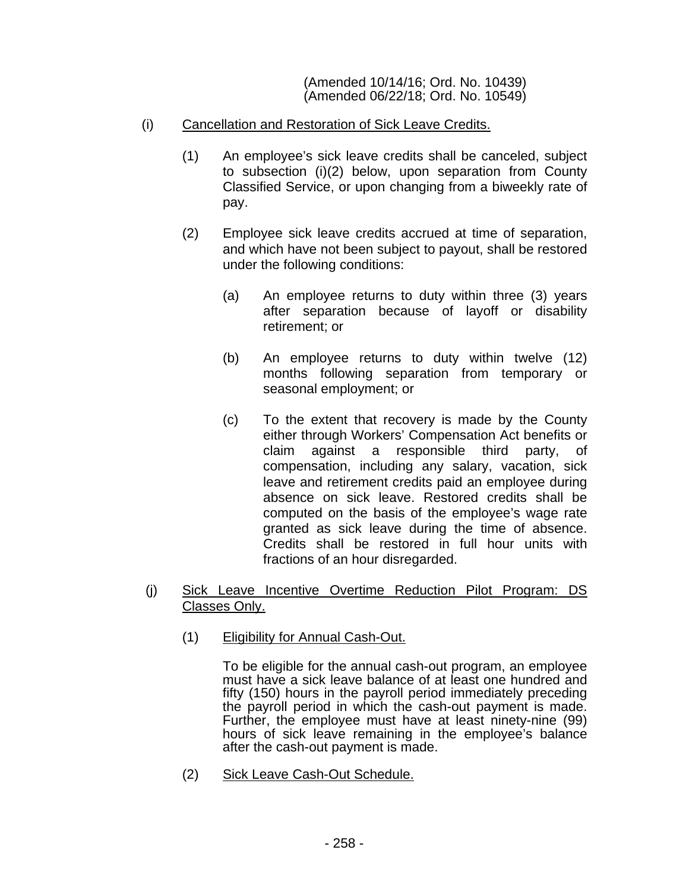(Amended 10/14/16; Ord. No. 10439)
(Amended 06/22/18; Ord. No. 10549)

(i) Cancellation and Restoration of Sick Leave Credits.

(1) An employee's sick leave credits shall be canceled, subject to subsection (i)(2) below, upon separation from County Classified Service, or upon changing from a biweekly rate of pay.

(2) Employee sick leave credits accrued at time of separation, and which have not been subject to payout, shall be restored under the following conditions:

(a) An employee returns to duty within three (3) years after separation because of layoff or disability retirement; or

(b) An employee returns to duty within twelve (12) months following separation from temporary or seasonal employment; or

(c) To the extent that recovery is made by the County either through Workers' Compensation Act benefits or claim against a responsible third party, of compensation, including any salary, vacation, sick leave and retirement credits paid an employee during absence on sick leave. Restored credits shall be computed on the basis of the employee's wage rate granted as sick leave during the time of absence. Credits shall be restored in full hour units with fractions of an hour disregarded.

(j) Sick Leave Incentive Overtime Reduction Pilot Program: DS Classes Only.

(1) Eligibility for Annual Cash-Out.

To be eligible for the annual cash-out program, an employee must have a sick leave balance of at least one hundred and fifty (150) hours in the payroll period immediately preceding the payroll period in which the cash-out payment is made. Further, the employee must have at least ninety-nine (99) hours of sick leave remaining in the employee's balance after the cash-out payment is made.

(2) Sick Leave Cash-Out Schedule.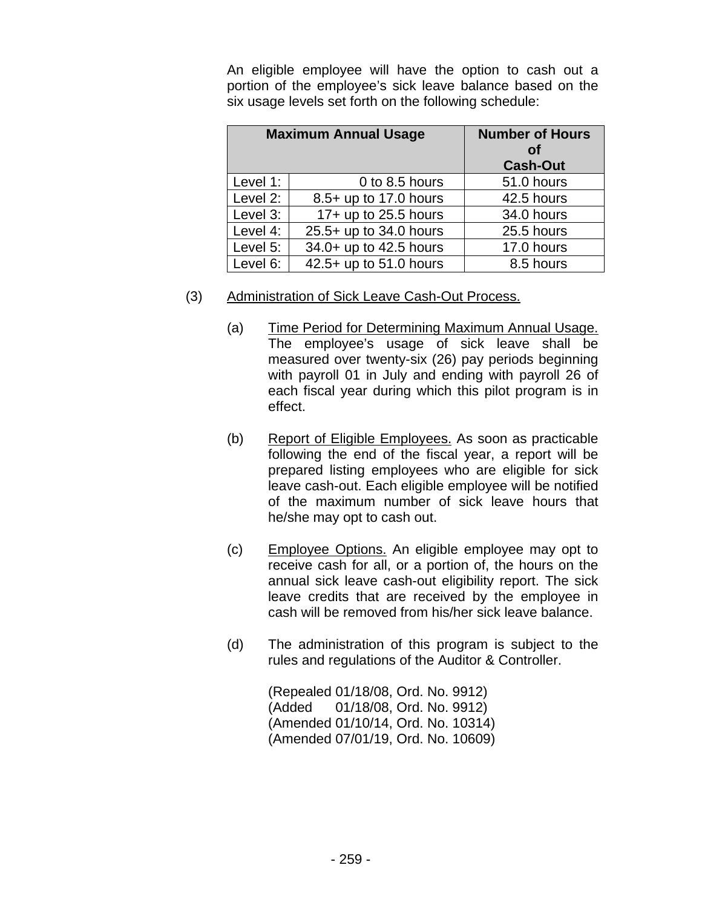An eligible employee will have the option to cash out a portion of the employee's sick leave balance based on the six usage levels set forth on the following schedule:

| Maximum Annual Usage | | Number of Hours of Cash-Out |
|---|---|---|
| Level 1: | 0 to 8.5 hours | 51.0 hours |
| Level 2: | 8.5+ up to 17.0 hours | 42.5 hours |
| Level 3: | 17+ up to 25.5 hours | 34.0 hours |
| Level 4: | 25.5+ up to 34.0 hours | 25.5 hours |
| Level 5: | 34.0+ up to 42.5 hours | 17.0 hours |
| Level 6: | 42.5+ up to 51.0 hours | 8.5 hours |

(3) Administration of Sick Leave Cash-Out Process.

(a) Time Period for Determining Maximum Annual Usage. The employee's usage of sick leave shall be measured over twenty-six (26) pay periods beginning with payroll 01 in July and ending with payroll 26 of each fiscal year during which this pilot program is in effect.

(b) Report of Eligible Employees. As soon as practicable following the end of the fiscal year, a report will be prepared listing employees who are eligible for sick leave cash-out. Each eligible employee will be notified of the maximum number of sick leave hours that he/she may opt to cash out.

(c) Employee Options. An eligible employee may opt to receive cash for all, or a portion of, the hours on the annual sick leave cash-out eligibility report. The sick leave credits that are received by the employee in cash will be removed from his/her sick leave balance.

(d) The administration of this program is subject to the rules and regulations of the Auditor & Controller.

(Repealed 01/18/08, Ord. No. 9912)
(Added 01/18/08, Ord. No. 9912)
(Amended 01/10/14, Ord. No. 10314)
(Amended 07/01/19, Ord. No. 10609)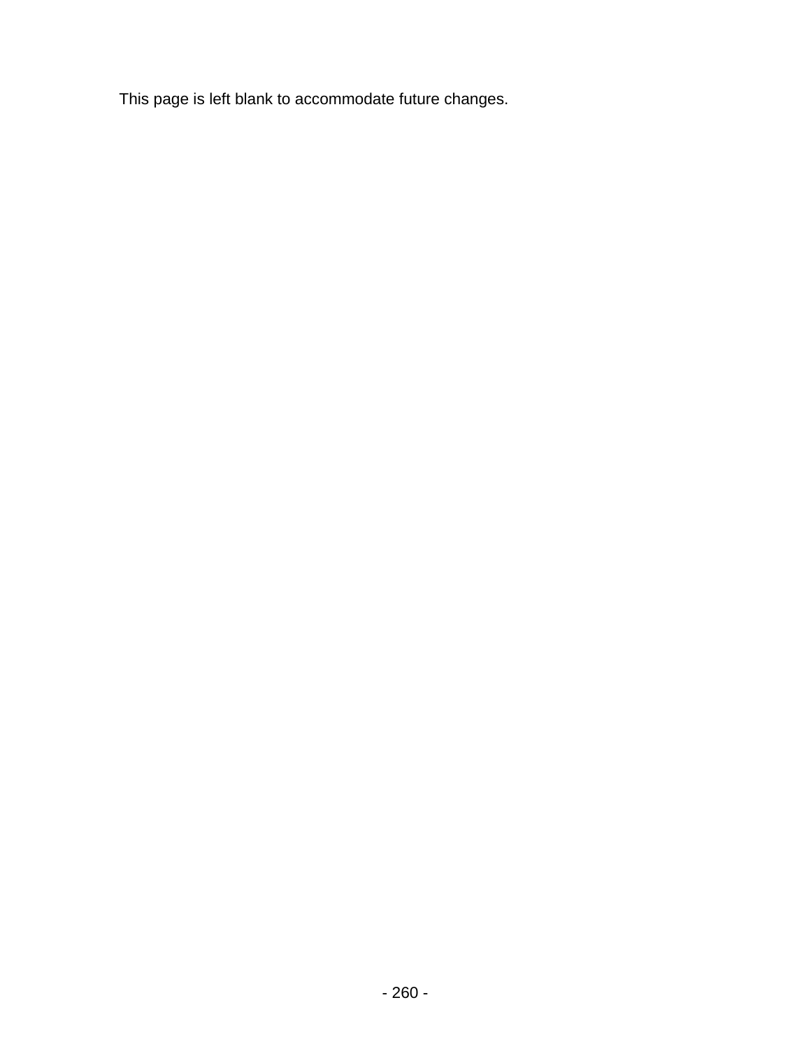This page is left blank to accommodate future changes.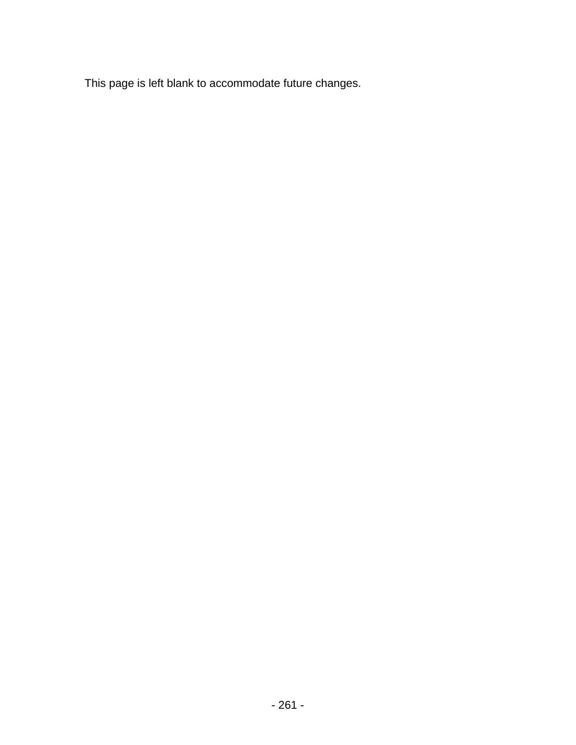This page is left blank to accommodate future changes.